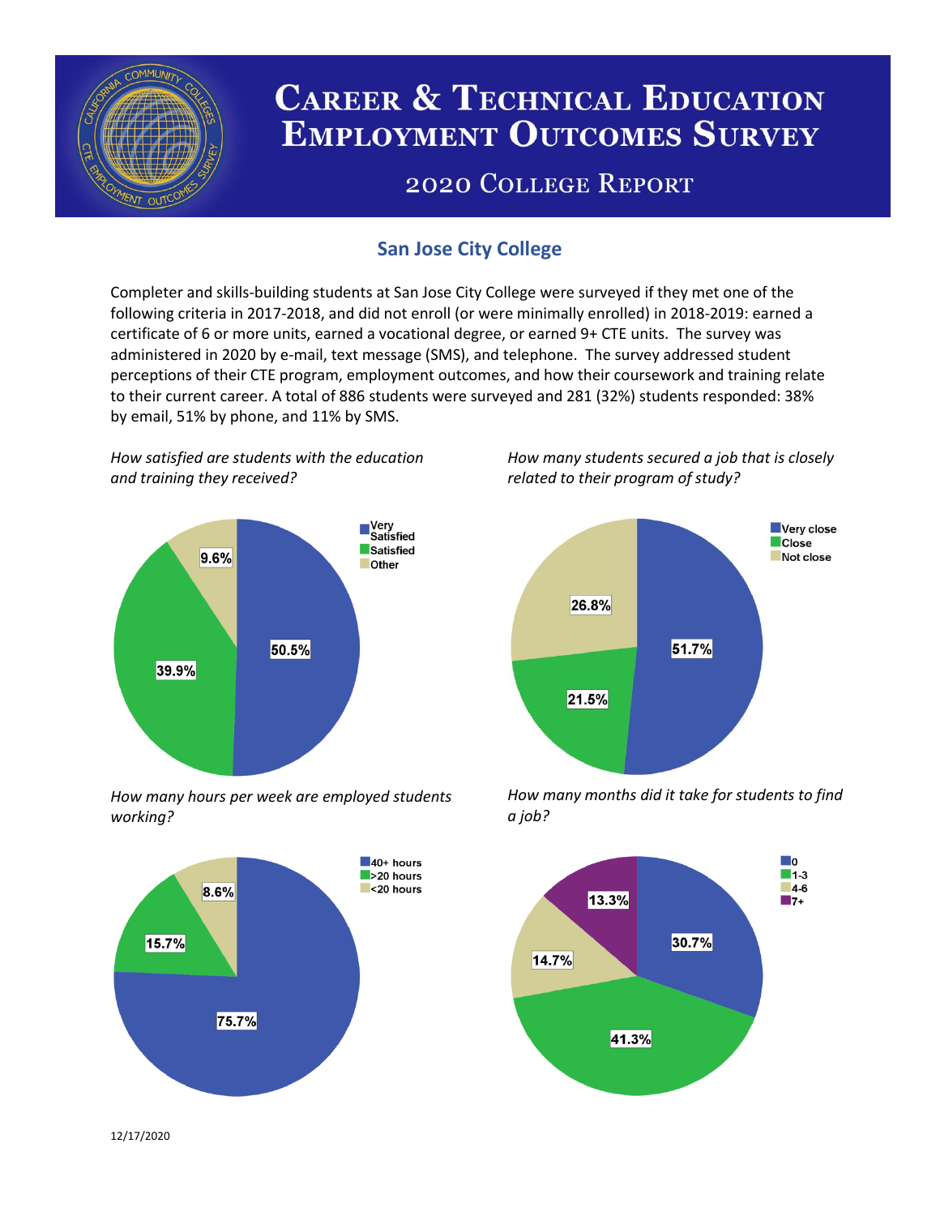# Career & Technical Education Employment Outcomes Survey

## 2020 College Report

### San Jose City College

Completer and skills-building students at San Jose City College were surveyed if they met one of the following criteria in 2017-2018, and did not enroll (or were minimally enrolled) in 2018-2019: earned a certificate of 6 or more units, earned a vocational degree, or earned 9+ CTE units. The survey was administered in 2020 by e-mail, text message (SMS), and telephone. The survey addressed student perceptions of their CTE program, employment outcomes, and how their coursework and training relate to their current career. A total of 886 students were surveyed and 281 (32%) students responded: 38% by email, 51% by phone, and 11% by SMS.

*How satisfied are students with the education and training they received?*

| Response | Percent |
| --- | --- |
| Very Satisfied | 50.5% |
| Satisfied | 39.9% |
| Other | 9.6% |

*How many students secured a job that is closely related to their program of study?*

| Response | Percent |
| --- | --- |
| Very close | 51.7% |
| Close | 21.5% |
| Not close | 26.8% |

*How many hours per week are employed students working?*

| Response | Percent |
| --- | --- |
| 40+ hours | 75.7% |
| >20 hours | 15.7% |
| <20 hours | 8.6% |

*How many months did it take for students to find a job?*

| Months | Percent |
| --- | --- |
| 0 | 30.7% |
| 1-3 | 41.3% |
| 4-6 | 14.7% |
| 7+ | 13.3% |

12/17/2020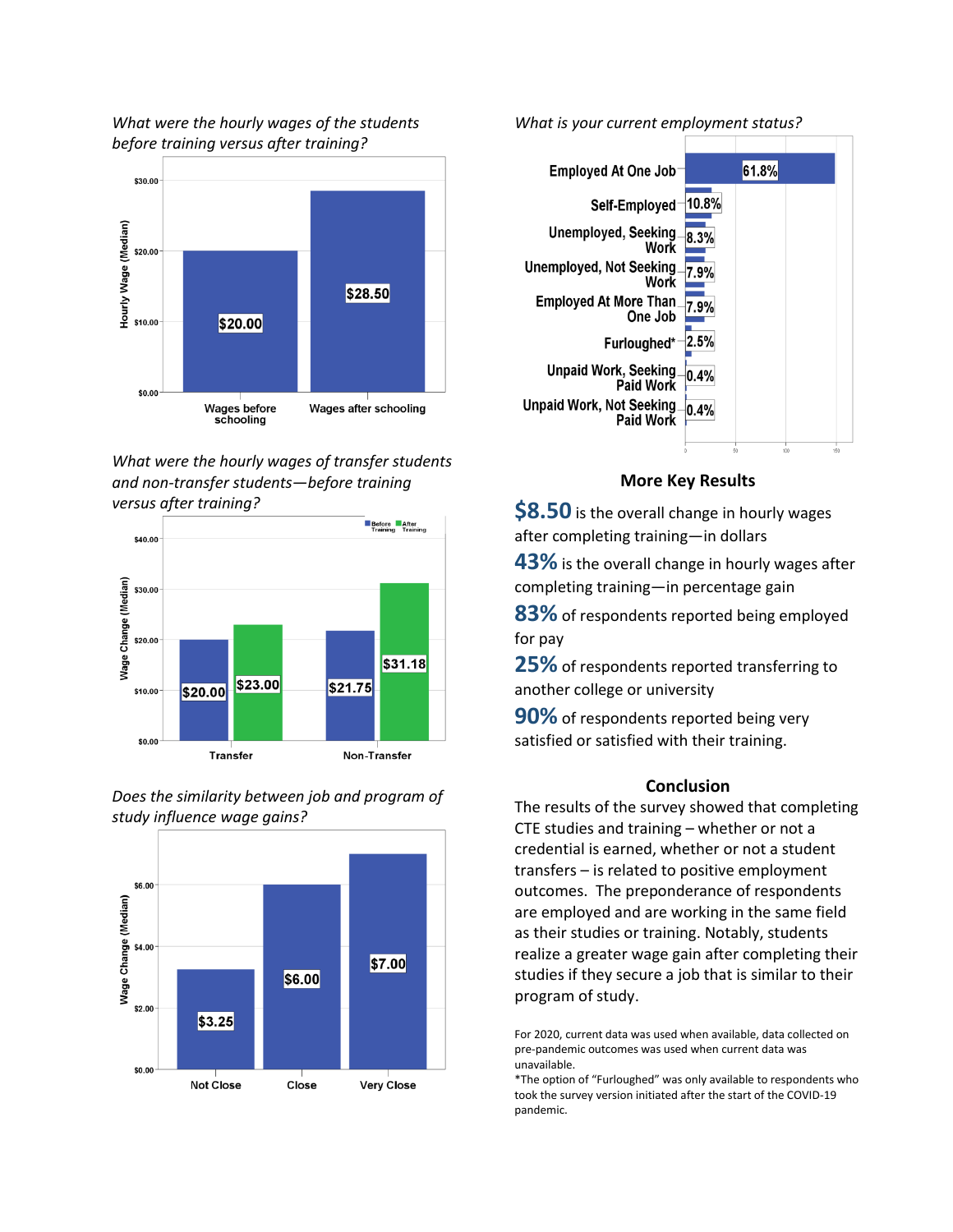*What were the hourly wages of the students before training versus after training?*

$30.00
$20.00
$10.00
$0.00
Hourly Wage (Median)
$20.00
$28.50
Wages before schooling
Wages after schooling

*What were the hourly wages of transfer students and non-transfer students—before training versus after training?*

Before Training
After Training
$40.00
$30.00
$20.00
$10.00
$0.00
Wage Change (Median)
$20.00
$23.00
$21.75
$31.18
Transfer
Non-Transfer

*Does the similarity between job and program of study influence wage gains?*

$6.00
$4.00
$2.00
$0.00
Wage Change (Median)
$3.25
$6.00
$7.00
Not Close
Close
Very Close

*What is your current employment status?*

Employed At One Job 61.8%
Self-Employed 10.8%
Unemployed, Seeking Work 8.3%
Unemployed, Not Seeking Work 7.9%
Employed At More Than One Job 7.9%
Furloughed* 2.5%
Unpaid Work, Seeking Paid Work 0.4%
Unpaid Work, Not Seeking Paid Work 0.4%
0 50 100 150

## More Key Results

**$8.50** is the overall change in hourly wages after completing training—in dollars

**43%** is the overall change in hourly wages after completing training—in percentage gain

**83%** of respondents reported being employed for pay

**25%** of respondents reported transferring to another college or university

**90%** of respondents reported being very satisfied or satisfied with their training.

## Conclusion

The results of the survey showed that completing CTE studies and training – whether or not a credential is earned, whether or not a student transfers – is related to positive employment outcomes. The preponderance of respondents are employed and are working in the same field as their studies or training. Notably, students realize a greater wage gain after completing their studies if they secure a job that is similar to their program of study.

For 2020, current data was used when available, data collected on pre-pandemic outcomes was used when current data was unavailable.
*The option of "Furloughed" was only available to respondents who took the survey version initiated after the start of the COVID-19 pandemic.